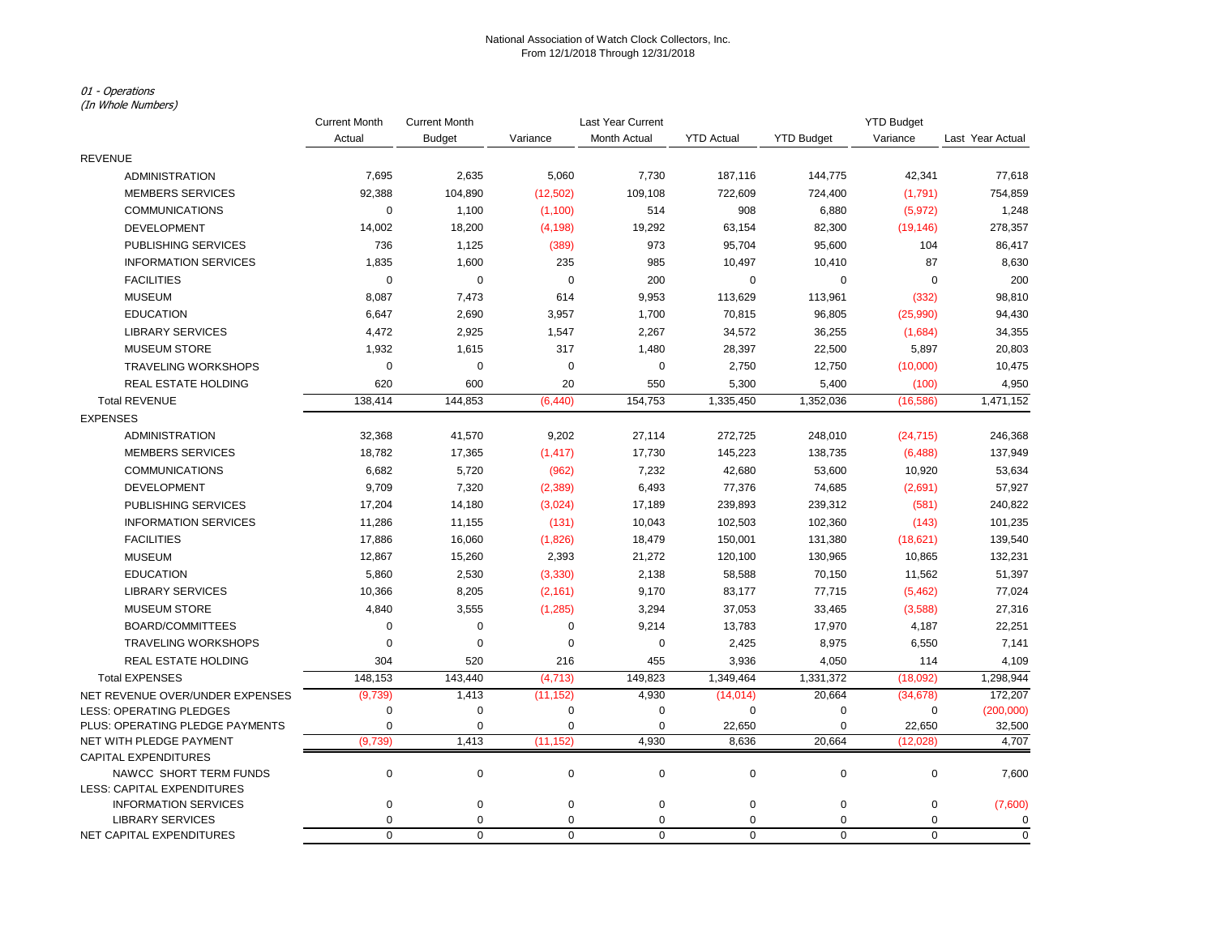National Association of Watch Clock Collectors, Inc.
From 12/1/2018 Through 12/31/2018

*01 - Operations*
*(In Whole Numbers)*

| | Current Month Actual | Current Month Budget | Variance | Last Year Current Month Actual | YTD Actual | YTD Budget | YTD Budget Variance | Last Year Actual |
|---|---|---|---|---|---|---|---|---|
| REVENUE | | | | | | | | |
| ADMINISTRATION | 7,695 | 2,635 | 5,060 | 7,730 | 187,116 | 144,775 | 42,341 | 77,618 |
| MEMBERS SERVICES | 92,388 | 104,890 | (12,502) | 109,108 | 722,609 | 724,400 | (1,791) | 754,859 |
| COMMUNICATIONS | 0 | 1,100 | (1,100) | 514 | 908 | 6,880 | (5,972) | 1,248 |
| DEVELOPMENT | 14,002 | 18,200 | (4,198) | 19,292 | 63,154 | 82,300 | (19,146) | 278,357 |
| PUBLISHING SERVICES | 736 | 1,125 | (389) | 973 | 95,704 | 95,600 | 104 | 86,417 |
| INFORMATION SERVICES | 1,835 | 1,600 | 235 | 985 | 10,497 | 10,410 | 87 | 8,630 |
| FACILITIES | 0 | 0 | 0 | 200 | 0 | 0 | 0 | 200 |
| MUSEUM | 8,087 | 7,473 | 614 | 9,953 | 113,629 | 113,961 | (332) | 98,810 |
| EDUCATION | 6,647 | 2,690 | 3,957 | 1,700 | 70,815 | 96,805 | (25,990) | 94,430 |
| LIBRARY SERVICES | 4,472 | 2,925 | 1,547 | 2,267 | 34,572 | 36,255 | (1,684) | 34,355 |
| MUSEUM STORE | 1,932 | 1,615 | 317 | 1,480 | 28,397 | 22,500 | 5,897 | 20,803 |
| TRAVELING WORKSHOPS | 0 | 0 | 0 | 0 | 2,750 | 12,750 | (10,000) | 10,475 |
| REAL ESTATE HOLDING | 620 | 600 | 20 | 550 | 5,300 | 5,400 | (100) | 4,950 |
| Total REVENUE | 138,414 | 144,853 | (6,440) | 154,753 | 1,335,450 | 1,352,036 | (16,586) | 1,471,152 |
| EXPENSES | | | | | | | | |
| ADMINISTRATION | 32,368 | 41,570 | 9,202 | 27,114 | 272,725 | 248,010 | (24,715) | 246,368 |
| MEMBERS SERVICES | 18,782 | 17,365 | (1,417) | 17,730 | 145,223 | 138,735 | (6,488) | 137,949 |
| COMMUNICATIONS | 6,682 | 5,720 | (962) | 7,232 | 42,680 | 53,600 | 10,920 | 53,634 |
| DEVELOPMENT | 9,709 | 7,320 | (2,389) | 6,493 | 77,376 | 74,685 | (2,691) | 57,927 |
| PUBLISHING SERVICES | 17,204 | 14,180 | (3,024) | 17,189 | 239,893 | 239,312 | (581) | 240,822 |
| INFORMATION SERVICES | 11,286 | 11,155 | (131) | 10,043 | 102,503 | 102,360 | (143) | 101,235 |
| FACILITIES | 17,886 | 16,060 | (1,826) | 18,479 | 150,001 | 131,380 | (18,621) | 139,540 |
| MUSEUM | 12,867 | 15,260 | 2,393 | 21,272 | 120,100 | 130,965 | 10,865 | 132,231 |
| EDUCATION | 5,860 | 2,530 | (3,330) | 2,138 | 58,588 | 70,150 | 11,562 | 51,397 |
| LIBRARY SERVICES | 10,366 | 8,205 | (2,161) | 9,170 | 83,177 | 77,715 | (5,462) | 77,024 |
| MUSEUM STORE | 4,840 | 3,555 | (1,285) | 3,294 | 37,053 | 33,465 | (3,588) | 27,316 |
| BOARD/COMMITTEES | 0 | 0 | 0 | 9,214 | 13,783 | 17,970 | 4,187 | 22,251 |
| TRAVELING WORKSHOPS | 0 | 0 | 0 | 0 | 2,425 | 8,975 | 6,550 | 7,141 |
| REAL ESTATE HOLDING | 304 | 520 | 216 | 455 | 3,936 | 4,050 | 114 | 4,109 |
| Total EXPENSES | 148,153 | 143,440 | (4,713) | 149,823 | 1,349,464 | 1,331,372 | (18,092) | 1,298,944 |
| NET REVENUE OVER/UNDER EXPENSES | (9,739) | 1,413 | (11,152) | 4,930 | (14,014) | 20,664 | (34,678) | 172,207 |
| LESS: OPERATING PLEDGES | 0 | 0 | 0 | 0 | 0 | 0 | 0 | (200,000) |
| PLUS: OPERATING PLEDGE PAYMENTS | 0 | 0 | 0 | 0 | 22,650 | 0 | 22,650 | 32,500 |
| NET WITH PLEDGE PAYMENT | (9,739) | 1,413 | (11,152) | 4,930 | 8,636 | 20,664 | (12,028) | 4,707 |
| CAPITAL EXPENDITURES | | | | | | | | |
| NAWCC SHORT TERM FUNDS | 0 | 0 | 0 | 0 | 0 | 0 | 0 | 7,600 |
| LESS: CAPITAL EXPENDITURES | | | | | | | | |
| INFORMATION SERVICES | 0 | 0 | 0 | 0 | 0 | 0 | 0 | (7,600) |
| LIBRARY SERVICES | 0 | 0 | 0 | 0 | 0 | 0 | 0 | 0 |
| NET CAPITAL EXPENDITURES | 0 | 0 | 0 | 0 | 0 | 0 | 0 | 0 |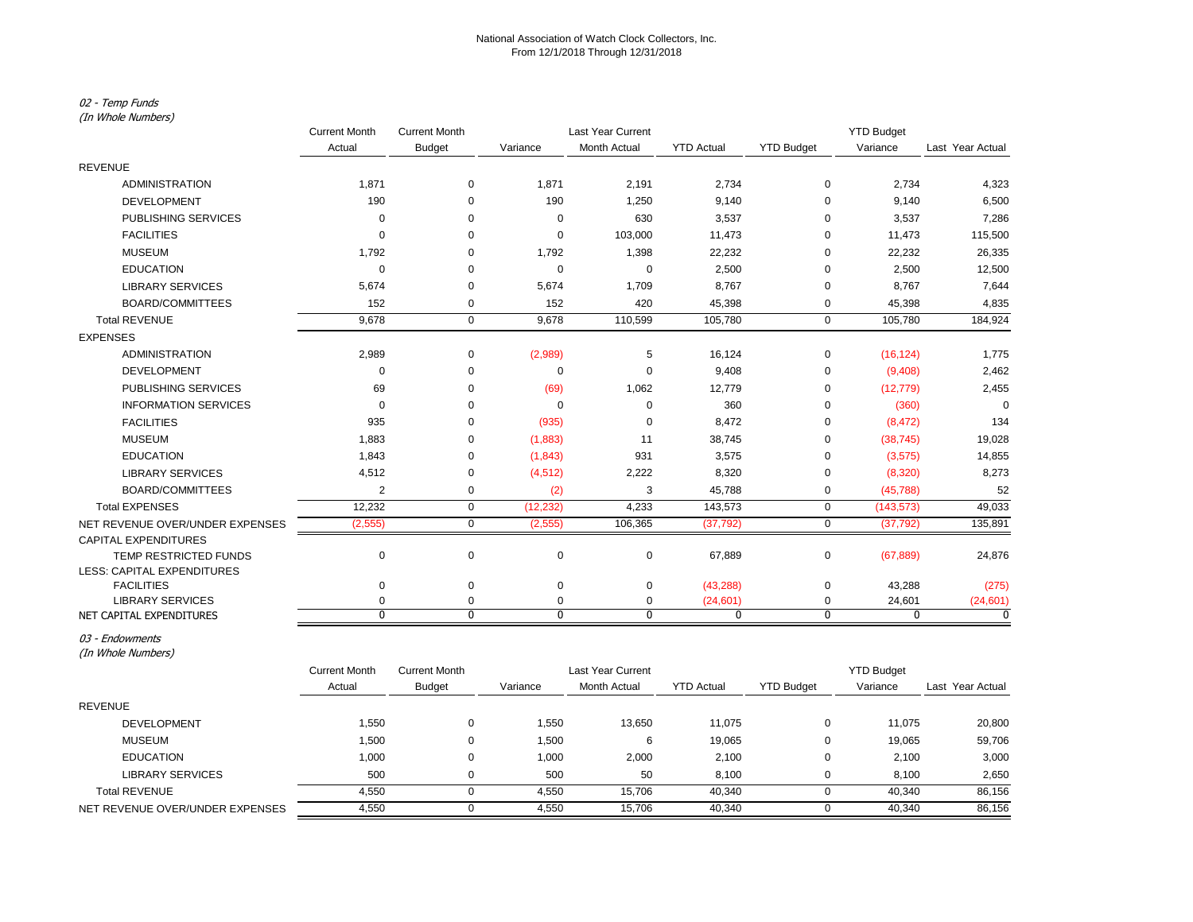National Association of Watch Clock Collectors, Inc.
From 12/1/2018 Through 12/31/2018

*02 - Temp Funds*
*(In Whole Numbers)*

| | Current Month Actual | Current Month Budget | Variance | Last Year Current Month Actual | YTD Actual | YTD Budget | YTD Budget Variance | Last Year Actual |
|---|---|---|---|---|---|---|---|---|
| REVENUE | | | | | | | | |
| ADMINISTRATION | 1,871 | 0 | 1,871 | 2,191 | 2,734 | 0 | 2,734 | 4,323 |
| DEVELOPMENT | 190 | 0 | 190 | 1,250 | 9,140 | 0 | 9,140 | 6,500 |
| PUBLISHING SERVICES | 0 | 0 | 0 | 630 | 3,537 | 0 | 3,537 | 7,286 |
| FACILITIES | 0 | 0 | 0 | 103,000 | 11,473 | 0 | 11,473 | 115,500 |
| MUSEUM | 1,792 | 0 | 1,792 | 1,398 | 22,232 | 0 | 22,232 | 26,335 |
| EDUCATION | 0 | 0 | 0 | 0 | 2,500 | 0 | 2,500 | 12,500 |
| LIBRARY SERVICES | 5,674 | 0 | 5,674 | 1,709 | 8,767 | 0 | 8,767 | 7,644 |
| BOARD/COMMITTEES | 152 | 0 | 152 | 420 | 45,398 | 0 | 45,398 | 4,835 |
| Total REVENUE | 9,678 | 0 | 9,678 | 110,599 | 105,780 | 0 | 105,780 | 184,924 |
| EXPENSES | | | | | | | | |
| ADMINISTRATION | 2,989 | 0 | (2,989) | 5 | 16,124 | 0 | (16,124) | 1,775 |
| DEVELOPMENT | 0 | 0 | 0 | 0 | 9,408 | 0 | (9,408) | 2,462 |
| PUBLISHING SERVICES | 69 | 0 | (69) | 1,062 | 12,779 | 0 | (12,779) | 2,455 |
| INFORMATION SERVICES | 0 | 0 | 0 | 0 | 360 | 0 | (360) | 0 |
| FACILITIES | 935 | 0 | (935) | 0 | 8,472 | 0 | (8,472) | 134 |
| MUSEUM | 1,883 | 0 | (1,883) | 11 | 38,745 | 0 | (38,745) | 19,028 |
| EDUCATION | 1,843 | 0 | (1,843) | 931 | 3,575 | 0 | (3,575) | 14,855 |
| LIBRARY SERVICES | 4,512 | 0 | (4,512) | 2,222 | 8,320 | 0 | (8,320) | 8,273 |
| BOARD/COMMITTEES | 2 | 0 | (2) | 3 | 45,788 | 0 | (45,788) | 52 |
| Total EXPENSES | 12,232 | 0 | (12,232) | 4,233 | 143,573 | 0 | (143,573) | 49,033 |
| NET REVENUE OVER/UNDER EXPENSES | (2,555) | 0 | (2,555) | 106,365 | (37,792) | 0 | (37,792) | 135,891 |
| CAPITAL EXPENDITURES | | | | | | | | |
| TEMP RESTRICTED FUNDS | 0 | 0 | 0 | 0 | 67,889 | 0 | (67,889) | 24,876 |
| LESS: CAPITAL EXPENDITURES | | | | | | | | |
| FACILITIES | 0 | 0 | 0 | 0 | (43,288) | 0 | 43,288 | (275) |
| LIBRARY SERVICES | 0 | 0 | 0 | 0 | (24,601) | 0 | 24,601 | (24,601) |
| NET CAPITAL EXPENDITURES | 0 | 0 | 0 | 0 | 0 | 0 | 0 | 0 |

*03 - Endowments*
*(In Whole Numbers)*

| | Current Month Actual | Current Month Budget | Variance | Last Year Current Month Actual | YTD Actual | YTD Budget | YTD Budget Variance | Last Year Actual |
|---|---|---|---|---|---|---|---|---|
| REVENUE | | | | | | | | |
| DEVELOPMENT | 1,550 | 0 | 1,550 | 13,650 | 11,075 | 0 | 11,075 | 20,800 |
| MUSEUM | 1,500 | 0 | 1,500 | 6 | 19,065 | 0 | 19,065 | 59,706 |
| EDUCATION | 1,000 | 0 | 1,000 | 2,000 | 2,100 | 0 | 2,100 | 3,000 |
| LIBRARY SERVICES | 500 | 0 | 500 | 50 | 8,100 | 0 | 8,100 | 2,650 |
| Total REVENUE | 4,550 | 0 | 4,550 | 15,706 | 40,340 | 0 | 40,340 | 86,156 |
| NET REVENUE OVER/UNDER EXPENSES | 4,550 | 0 | 4,550 | 15,706 | 40,340 | 0 | 40,340 | 86,156 |